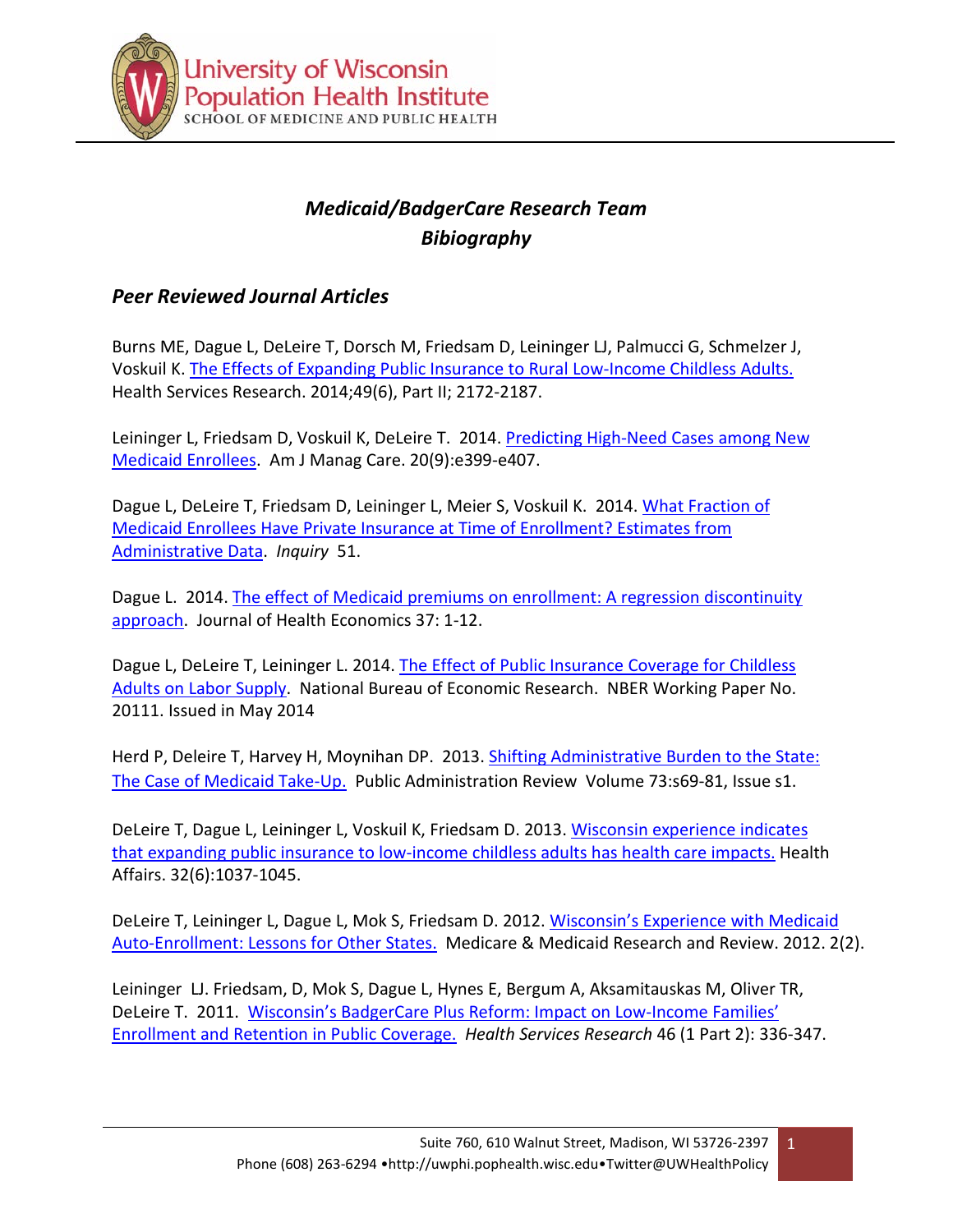University of Wisconsin Population Health Institute
SCHOOL OF MEDICINE AND PUBLIC HEALTH

# *Medicaid/BadgerCare Research Team Bibiography*

## *Peer Reviewed Journal Articles*

Burns ME, Dague L, DeLeire T, Dorsch M, Friedsam D, Leininger LJ, Palmucci G, Schmelzer J, Voskuil K. The Effects of Expanding Public Insurance to Rural Low-Income Childless Adults. Health Services Research. 2014;49(6), Part II; 2172-2187.

Leininger L, Friedsam D, Voskuil K, DeLeire T. 2014. Predicting High-Need Cases among New Medicaid Enrollees. Am J Manag Care. 20(9):e399-e407.

Dague L, DeLeire T, Friedsam D, Leininger L, Meier S, Voskuil K. 2014. What Fraction of Medicaid Enrollees Have Private Insurance at Time of Enrollment? Estimates from Administrative Data. *Inquiry* 51.

Dague L. 2014. The effect of Medicaid premiums on enrollment: A regression discontinuity approach. Journal of Health Economics 37: 1-12.

Dague L, DeLeire T, Leininger L. 2014. The Effect of Public Insurance Coverage for Childless Adults on Labor Supply. National Bureau of Economic Research. NBER Working Paper No. 20111. Issued in May 2014

Herd P, Deleire T, Harvey H, Moynihan DP. 2013. Shifting Administrative Burden to the State: The Case of Medicaid Take-Up. Public Administration Review Volume 73:s69-81, Issue s1.

DeLeire T, Dague L, Leininger L, Voskuil K, Friedsam D. 2013. Wisconsin experience indicates that expanding public insurance to low-income childless adults has health care impacts. Health Affairs. 32(6):1037-1045.

DeLeire T, Leininger L, Dague L, Mok S, Friedsam D. 2012. Wisconsin's Experience with Medicaid Auto-Enrollment: Lessons for Other States. Medicare & Medicaid Research and Review. 2012. 2(2).

Leininger LJ. Friedsam, D, Mok S, Dague L, Hynes E, Bergum A, Aksamitauskas M, Oliver TR, DeLeire T. 2011. Wisconsin's BadgerCare Plus Reform: Impact on Low-Income Families' Enrollment and Retention in Public Coverage. *Health Services Research* 46 (1 Part 2): 336-347.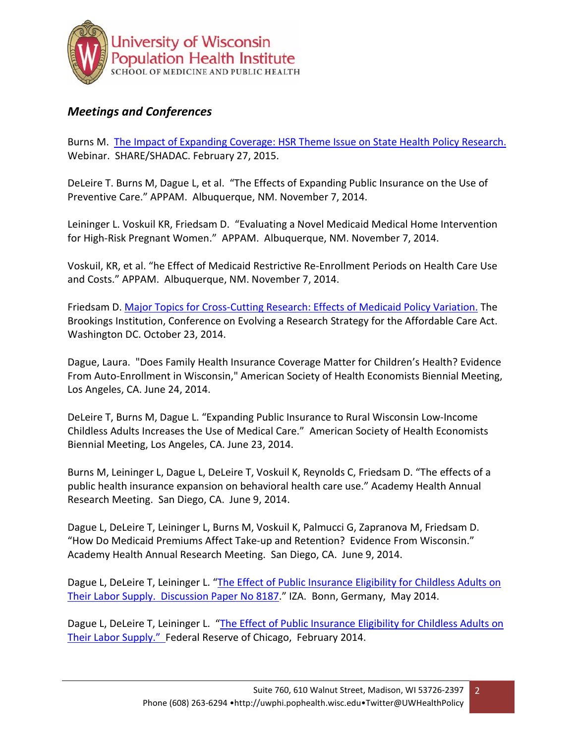## *Meetings and Conferences*

Burns M. The Impact of Expanding Coverage: HSR Theme Issue on State Health Policy Research. Webinar. SHARE/SHADAC. February 27, 2015.

DeLeire T. Burns M, Dague L, et al. "The Effects of Expanding Public Insurance on the Use of Preventive Care." APPAM. Albuquerque, NM. November 7, 2014.

Leininger L. Voskuil KR, Friedsam D. "Evaluating a Novel Medicaid Medical Home Intervention for High-Risk Pregnant Women." APPAM. Albuquerque, NM. November 7, 2014.

Voskuil, KR, et al. "he Effect of Medicaid Restrictive Re-Enrollment Periods on Health Care Use and Costs." APPAM. Albuquerque, NM. November 7, 2014.

Friedsam D. Major Topics for Cross-Cutting Research: Effects of Medicaid Policy Variation. The Brookings Institution, Conference on Evolving a Research Strategy for the Affordable Care Act. Washington DC. October 23, 2014.

Dague, Laura. "Does Family Health Insurance Coverage Matter for Children's Health? Evidence From Auto-Enrollment in Wisconsin," American Society of Health Economists Biennial Meeting, Los Angeles, CA. June 24, 2014.

DeLeire T, Burns M, Dague L. "Expanding Public Insurance to Rural Wisconsin Low-Income Childless Adults Increases the Use of Medical Care." American Society of Health Economists Biennial Meeting, Los Angeles, CA. June 23, 2014.

Burns M, Leininger L, Dague L, DeLeire T, Voskuil K, Reynolds C, Friedsam D. "The effects of a public health insurance expansion on behavioral health care use." Academy Health Annual Research Meeting. San Diego, CA. June 9, 2014.

Dague L, DeLeire T, Leininger L, Burns M, Voskuil K, Palmucci G, Zapranova M, Friedsam D. "How Do Medicaid Premiums Affect Take-up and Retention? Evidence From Wisconsin." Academy Health Annual Research Meeting. San Diego, CA. June 9, 2014.

Dague L, DeLeire T, Leininger L. "The Effect of Public Insurance Eligibility for Childless Adults on Their Labor Supply. Discussion Paper No 8187." IZA. Bonn, Germany, May 2014.

Dague L, DeLeire T, Leininger L. "The Effect of Public Insurance Eligibility for Childless Adults on Their Labor Supply." Federal Reserve of Chicago, February 2014.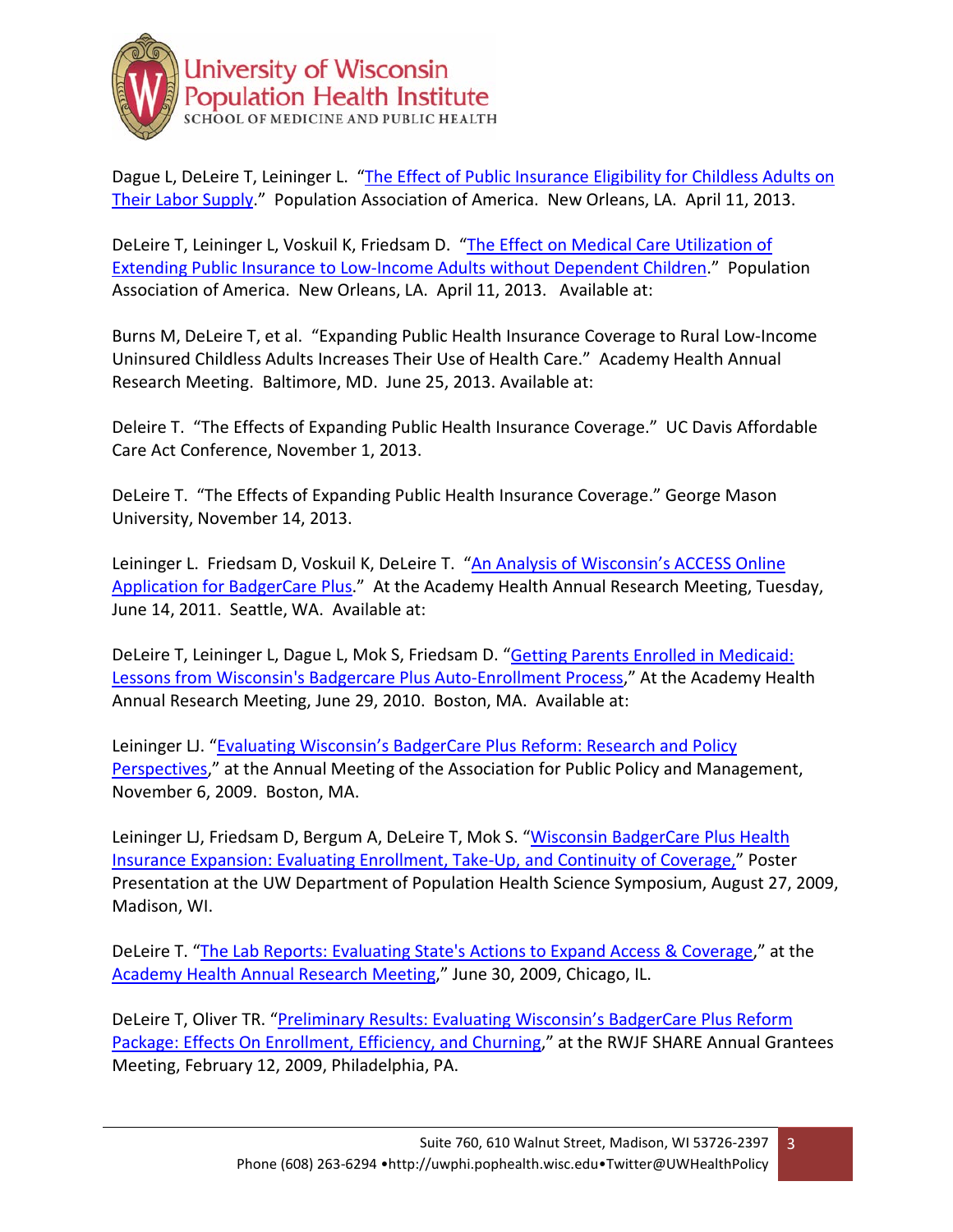Dague L, DeLeire T, Leininger L. "The Effect of Public Insurance Eligibility for Childless Adults on Their Labor Supply." Population Association of America. New Orleans, LA. April 11, 2013.

DeLeire T, Leininger L, Voskuil K, Friedsam D. "The Effect on Medical Care Utilization of Extending Public Insurance to Low-Income Adults without Dependent Children." Population Association of America. New Orleans, LA. April 11, 2013. Available at:

Burns M, DeLeire T, et al. "Expanding Public Health Insurance Coverage to Rural Low-Income Uninsured Childless Adults Increases Their Use of Health Care." Academy Health Annual Research Meeting. Baltimore, MD. June 25, 2013. Available at:

Deleire T. "The Effects of Expanding Public Health Insurance Coverage." UC Davis Affordable Care Act Conference, November 1, 2013.

DeLeire T. "The Effects of Expanding Public Health Insurance Coverage." George Mason University, November 14, 2013.

Leininger L. Friedsam D, Voskuil K, DeLeire T. "An Analysis of Wisconsin's ACCESS Online Application for BadgerCare Plus." At the Academy Health Annual Research Meeting, Tuesday, June 14, 2011. Seattle, WA. Available at:

DeLeire T, Leininger L, Dague L, Mok S, Friedsam D. "Getting Parents Enrolled in Medicaid: Lessons from Wisconsin's Badgercare Plus Auto-Enrollment Process," At the Academy Health Annual Research Meeting, June 29, 2010. Boston, MA. Available at:

Leininger LJ. "Evaluating Wisconsin's BadgerCare Plus Reform: Research and Policy Perspectives," at the Annual Meeting of the Association for Public Policy and Management, November 6, 2009. Boston, MA.

Leininger LJ, Friedsam D, Bergum A, DeLeire T, Mok S. "Wisconsin BadgerCare Plus Health Insurance Expansion: Evaluating Enrollment, Take-Up, and Continuity of Coverage," Poster Presentation at the UW Department of Population Health Science Symposium, August 27, 2009, Madison, WI.

DeLeire T. "The Lab Reports: Evaluating State's Actions to Expand Access & Coverage," at the Academy Health Annual Research Meeting," June 30, 2009, Chicago, IL.

DeLeire T, Oliver TR. "Preliminary Results: Evaluating Wisconsin's BadgerCare Plus Reform Package: Effects On Enrollment, Efficiency, and Churning," at the RWJF SHARE Annual Grantees Meeting, February 12, 2009, Philadelphia, PA.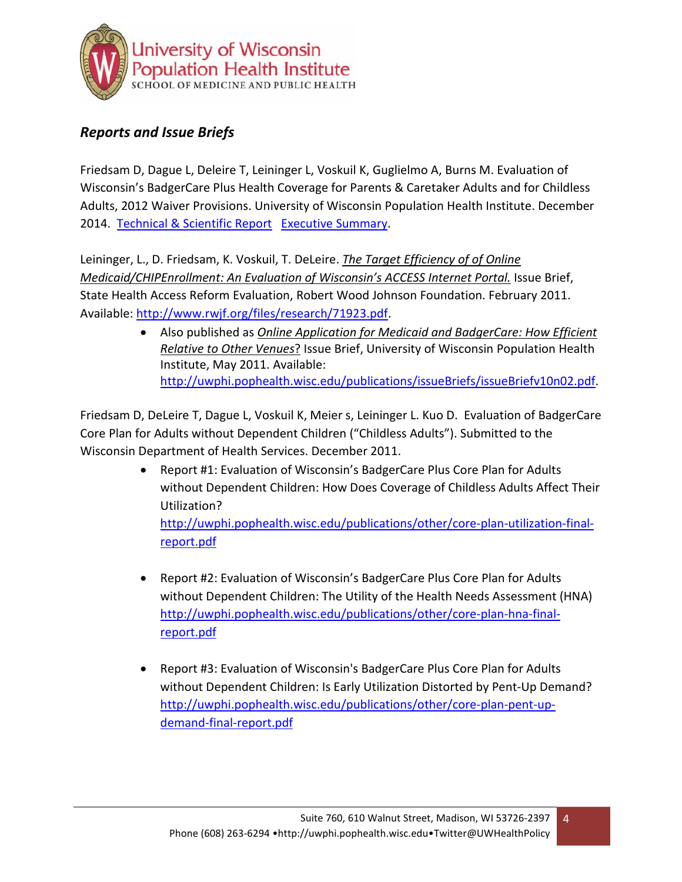## *Reports and Issue Briefs*

Friedsam D, Dague L, Deleire T, Leininger L, Voskuil K, Guglielmo A, Burns M. Evaluation of Wisconsin's BadgerCare Plus Health Coverage for Parents & Caretaker Adults and for Childless Adults, 2012 Waiver Provisions. University of Wisconsin Population Health Institute. December 2014. Technical & Scientific Report  Executive Summary.

Leininger, L., D. Friedsam, K. Voskuil, T. DeLeire. *The Target Efficiency of of Online Medicaid/CHIPEnrollment: An Evaluation of Wisconsin's ACCESS Internet Portal.* Issue Brief, State Health Access Reform Evaluation, Robert Wood Johnson Foundation. February 2011. Available: http://www.rwjf.org/files/research/71923.pdf.

- Also published as *Online Application for Medicaid and BadgerCare: How Efficient Relative to Other Venues*? Issue Brief, University of Wisconsin Population Health Institute, May 2011. Available: http://uwphi.pophealth.wisc.edu/publications/issueBriefs/issueBriefv10n02.pdf.

Friedsam D, DeLeire T, Dague L, Voskuil K, Meier s, Leininger L. Kuo D. Evaluation of BadgerCare Core Plan for Adults without Dependent Children ("Childless Adults"). Submitted to the Wisconsin Department of Health Services. December 2011.

- Report #1: Evaluation of Wisconsin's BadgerCare Plus Core Plan for Adults without Dependent Children: How Does Coverage of Childless Adults Affect Their Utilization? http://uwphi.pophealth.wisc.edu/publications/other/core-plan-utilization-final-report.pdf

- Report #2: Evaluation of Wisconsin's BadgerCare Plus Core Plan for Adults without Dependent Children: The Utility of the Health Needs Assessment (HNA) http://uwphi.pophealth.wisc.edu/publications/other/core-plan-hna-final-report.pdf

- Report #3: Evaluation of Wisconsin's BadgerCare Plus Core Plan for Adults without Dependent Children: Is Early Utilization Distorted by Pent-Up Demand? http://uwphi.pophealth.wisc.edu/publications/other/core-plan-pent-up-demand-final-report.pdf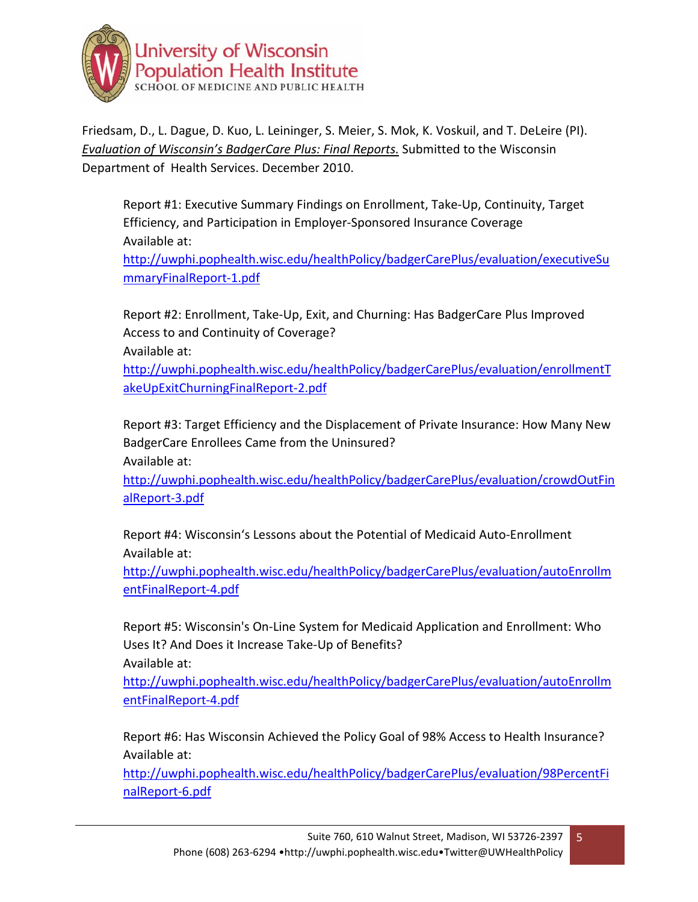Friedsam, D., L. Dague, D. Kuo, L. Leininger, S. Meier, S. Mok, K. Voskuil, and T. DeLeire (PI). *Evaluation of Wisconsin's BadgerCare Plus: Final Reports.* Submitted to the Wisconsin Department of Health Services. December 2010.

Report #1: Executive Summary Findings on Enrollment, Take-Up, Continuity, Target Efficiency, and Participation in Employer-Sponsored Insurance Coverage
Available at:
http://uwphi.pophealth.wisc.edu/healthPolicy/badgerCarePlus/evaluation/executiveSummaryFinalReport-1.pdf

Report #2: Enrollment, Take-Up, Exit, and Churning: Has BadgerCare Plus Improved Access to and Continuity of Coverage?
Available at:
http://uwphi.pophealth.wisc.edu/healthPolicy/badgerCarePlus/evaluation/enrollmentTakeUpExitChurningFinalReport-2.pdf

Report #3: Target Efficiency and the Displacement of Private Insurance: How Many New BadgerCare Enrollees Came from the Uninsured?
Available at:
http://uwphi.pophealth.wisc.edu/healthPolicy/badgerCarePlus/evaluation/crowdOutFinalReport-3.pdf

Report #4: Wisconsin's Lessons about the Potential of Medicaid Auto-Enrollment
Available at:
http://uwphi.pophealth.wisc.edu/healthPolicy/badgerCarePlus/evaluation/autoEnrollmentFinalReport-4.pdf

Report #5: Wisconsin's On-Line System for Medicaid Application and Enrollment: Who Uses It? And Does it Increase Take-Up of Benefits?
Available at:
http://uwphi.pophealth.wisc.edu/healthPolicy/badgerCarePlus/evaluation/autoEnrollmentFinalReport-4.pdf

Report #6: Has Wisconsin Achieved the Policy Goal of 98% Access to Health Insurance?
Available at:
http://uwphi.pophealth.wisc.edu/healthPolicy/badgerCarePlus/evaluation/98PercentFinalReport-6.pdf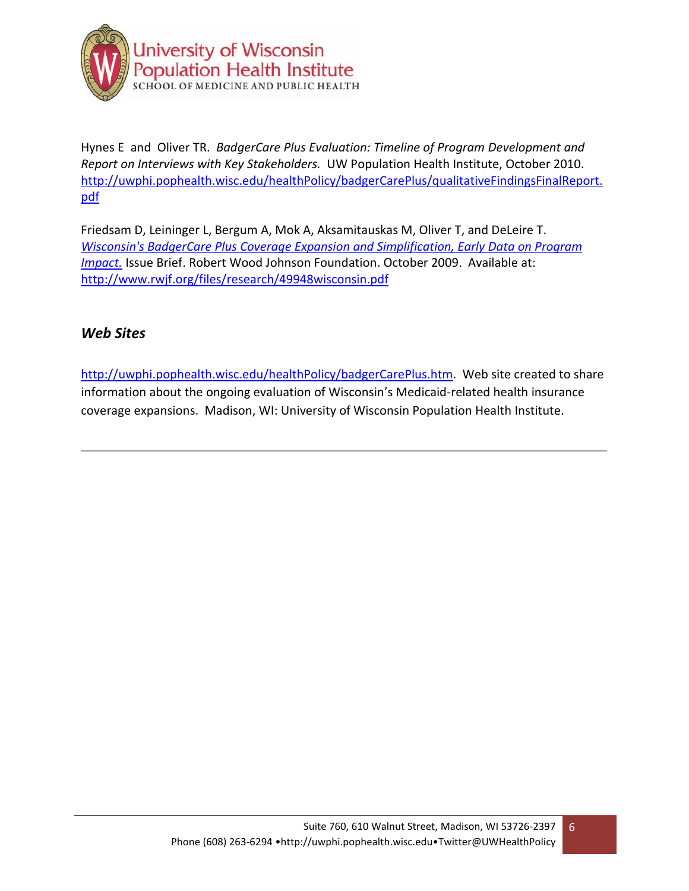Hynes E and Oliver TR. *BadgerCare Plus Evaluation: Timeline of Program Development and Report on Interviews with Key Stakeholders.* UW Population Health Institute, October 2010. http://uwphi.pophealth.wisc.edu/healthPolicy/badgerCarePlus/qualitativeFindingsFinalReport.pdf

Friedsam D, Leininger L, Bergum A, Mok A, Aksamitauskas M, Oliver T, and DeLeire T. *Wisconsin's BadgerCare Plus Coverage Expansion and Simplification, Early Data on Program Impact.* Issue Brief. Robert Wood Johnson Foundation. October 2009. Available at: http://www.rwjf.org/files/research/49948wisconsin.pdf

### *Web Sites*

http://uwphi.pophealth.wisc.edu/healthPolicy/badgerCarePlus.htm. Web site created to share information about the ongoing evaluation of Wisconsin's Medicaid-related health insurance coverage expansions. Madison, WI: University of Wisconsin Population Health Institute.